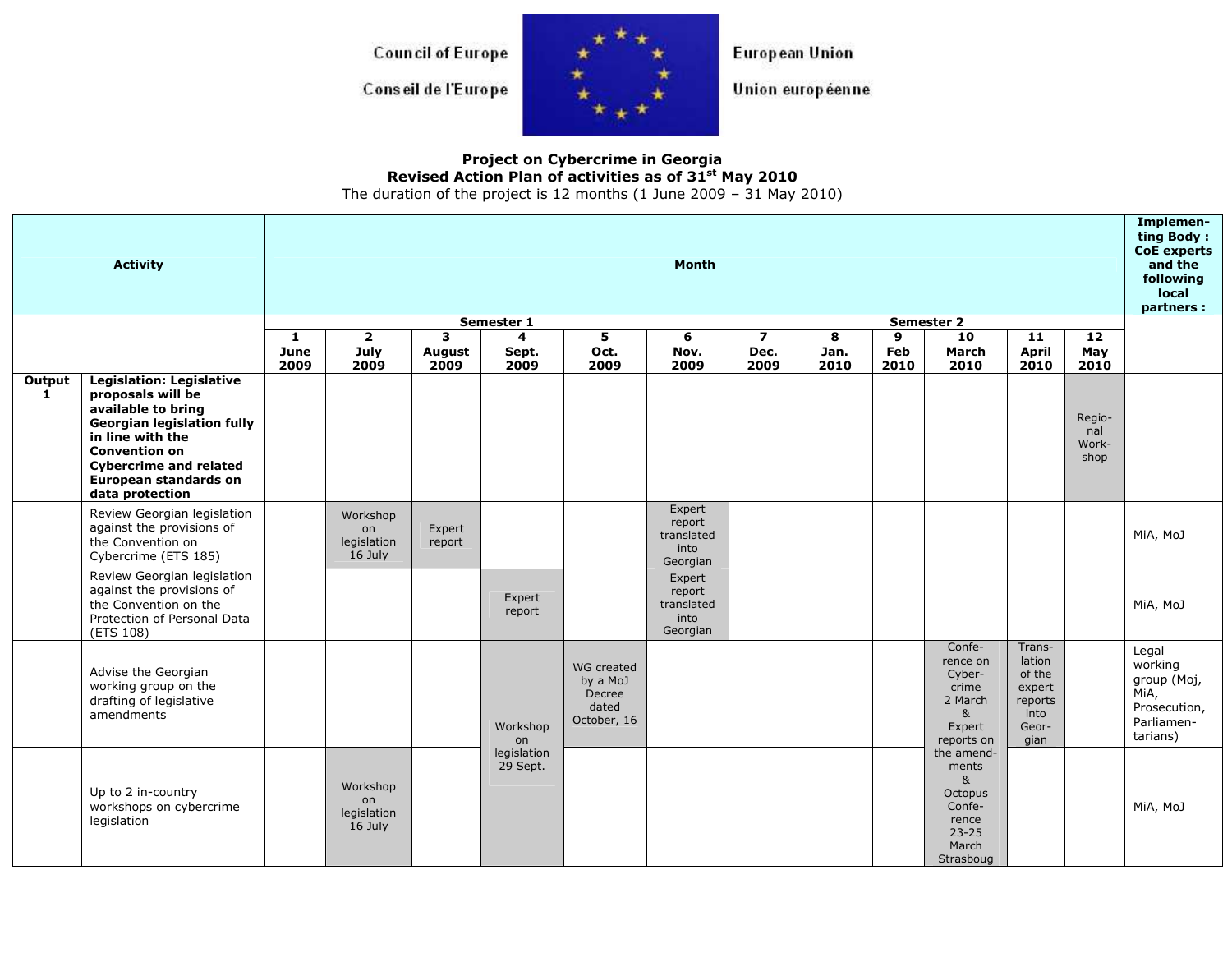Council of Europe

Conseil de l'Europe

European Union

Union européenne

**Project on Cybercrime in Georgia**
**Revised Action Plan of activities as of 31st May 2010**
The duration of the project is 12 months (1 June 2009 – 31 May 2010)

| Activity | | Month | | | | | | | | | | | | Implementing Body : CoE experts and the following local partners : |
|---|---|---|---|---|---|---|---|---|---|---|---|---|---|---|
| | | Semester 1 | | | | | | Semester 2 | | | | | | |
| | | 1 June 2009 | 2 July 2009 | 3 August 2009 | 4 Sept. 2009 | 5 Oct. 2009 | 6 Nov. 2009 | 7 Dec. 2009 | 8 Jan. 2010 | 9 Feb 2010 | 10 March 2010 | 11 April 2010 | 12 May 2010 | |
| Output 1 | **Legislation: Legislative proposals will be available to bring Georgian legislation fully in line with the Convention on Cybercrime and related European standards on data protection** | | | | | | | | | | | | Regional Workshop | |
| | Review Georgian legislation against the provisions of the Convention on Cybercrime (ETS 185) | | Workshop on legislation 16 July | Expert report | | | Expert report translated into Georgian | | | | | | | MiA, MoJ |
| | Review Georgian legislation against the provisions of the Convention on the Protection of Personal Data (ETS 108) | | | | Expert report | | Expert report translated into Georgian | | | | | | | MiA, MoJ |
| | Advise the Georgian working group on the drafting of legislative amendments | | | | Workshop on legislation 29 Sept. | WG created by a MoJ Decree dated October, 16 | | | | | Conference on Cybercrime 2 March & Expert reports on the amendments & Octopus Conference 23-25 March Strasboug | Translation of the expert reports into Georgian | | Legal working group (MoJ, MiA, Prosecution, Parliamentarians) |
| | Up to 2 in-country workshops on cybercrime legislation | | Workshop on legislation 16 July | | | | | | | | | | | MiA, MoJ |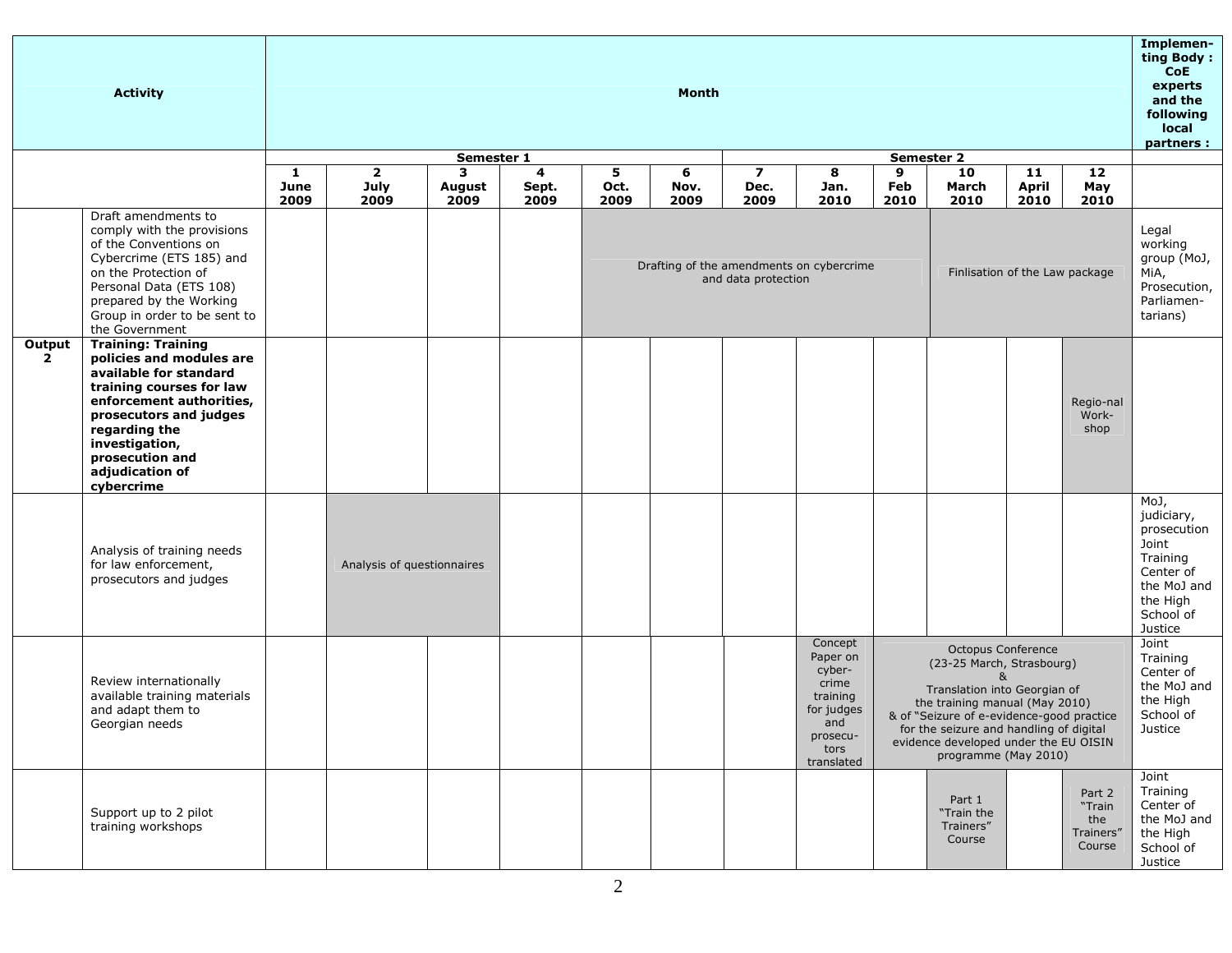| | Activity | Month | | | | | | | | | | | | Implementing Body : CoE experts and the following local partners : |
|---|---|---|---|---|---|---|---|---|---|---|---|---|---|---|
| | | Semester 1 | | | | | | Semester 2 | | | | | | |
| | | 1 June 2009 | 2 July 2009 | 3 August 2009 | 4 Sept. 2009 | 5 Oct. 2009 | 6 Nov. 2009 | 7 Dec. 2009 | 8 Jan. 2010 | 9 Feb 2010 | 10 March 2010 | 11 April 2010 | 12 May 2010 | |
| | Draft amendments to comply with the provisions of the Conventions on Cybercrime (ETS 185) and on the Protection of Personal Data (ETS 108) prepared by the Working Group in order to be sent to the Government | | | | | Drafting of the amendments on cybercrime and data protection | | | | | Finlisation of the Law package | | | Legal working group (MoJ, MiA, Prosecution, Parliamentarians) |
| **Output 2** | **Training: Training policies and modules are available for standard training courses for law enforcement authorities, prosecutors and judges regarding the investigation, prosecution and adjudication of cybercrime** | | | | | | | | | | | | Regio-nal Work-shop | |
| | Analysis of training needs for law enforcement, prosecutors and judges | | Analysis of questionnaires | | | | | | | | | | | MoJ, judiciary, prosecution Joint Training Center of the MoJ and the High School of Justice |
| | Review internationally available training materials and adapt them to Georgian needs | | | | | | | | Concept Paper on cyber-crime training for judges and prosecu-tors translated | Octopus Conference (23-25 March, Strasbourg) & Translation into Georgian of the training manual (May 2010) & of "Seizure of e-evidence-good practice for the seizure and handling of digital evidence developed under the EU OISIN programme (May 2010) | | | | Joint Training Center of the MoJ and the High School of Justice |
| | Support up to 2 pilot training workshops | | | | | | | | | | Part 1 "Train the Trainers" Course | | Part 2 "Train the Trainers" Course | Joint Training Center of the MoJ and the High School of Justice |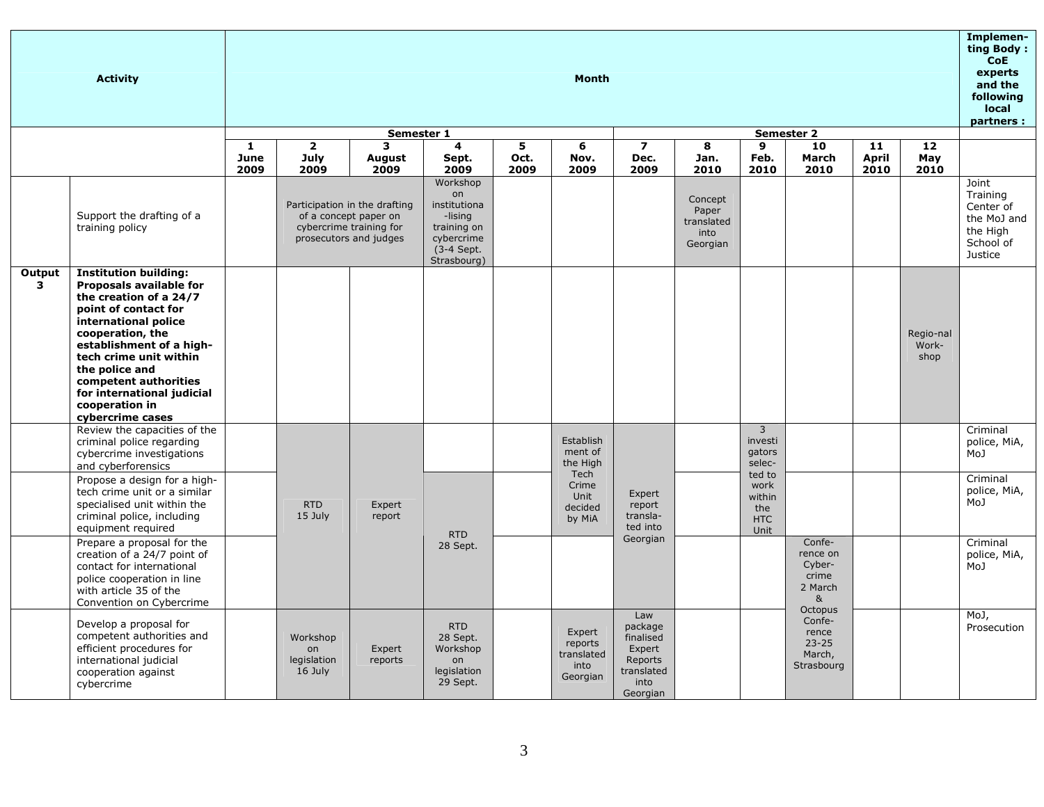| | Activity | Month | | | | | | | | | | | | Implementing Body : CoE experts and the following local partners : |
|---|---|---|---|---|---|---|---|---|---|---|---|---|---|---|
| | | Semester 1 | | | | | | Semester 2 | | | | | | |
| | | 1 June 2009 | 2 July 2009 | 3 August 2009 | 4 Sept. 2009 | 5 Oct. 2009 | 6 Nov. 2009 | 7 Dec. 2009 | 8 Jan. 2010 | 9 Feb. 2010 | 10 March 2010 | 11 April 2010 | 12 May 2010 | |
| | Support the drafting of a training policy | | Participation in the drafting of a concept paper on cybercrime training for prosecutors and judges | | Workshop on institutionalising training on cybercrime (3-4 Sept. Strasbourg) | | | | Concept Paper translated into Georgian | | | | | Joint Training Center of the MoJ and the High School of Justice |
| **Output 3** | **Institution building: Proposals available for the creation of a 24/7 point of contact for international police cooperation, the establishment of a high-tech crime unit within the police and competent authorities for international judicial cooperation in cybercrime cases** | | | | | | | | | | | | Regio-nal Work-shop | |
| | Review the capacities of the criminal police regarding cybercrime investigations and cyberforensics | | RTD 15 July | Expert report | | | Establishment of the High Tech Crime Unit decided by MiA | Expert report translated into Georgian | | 3 investigators selected to work within the HTC Unit | | | | Criminal police, MiA, MoJ |
| | Propose a design for a high-tech crime unit or a similar specialised unit within the criminal police, including equipment required | | | | RTD 28 Sept. | | | | | | | | | Criminal police, MiA, MoJ |
| | Prepare a proposal for the creation of a 24/7 point of contact for international police cooperation in line with article 35 of the Convention on Cybercrime | | | | | | | | | | Conference on Cyber-crime 2 March & Octopus Conference 23-25 March, Strasbourg | | | Criminal police, MiA, MoJ |
| | Develop a proposal for competent authorities and efficient procedures for international judicial cooperation against cybercrime | | Workshop on legislation 16 July | Expert reports | RTD 28 Sept. Workshop on legislation 29 Sept. | | Expert reports translated into Georgian | Law package finalised Expert Reports translated into Georgian | | | | | | MoJ, Prosecution |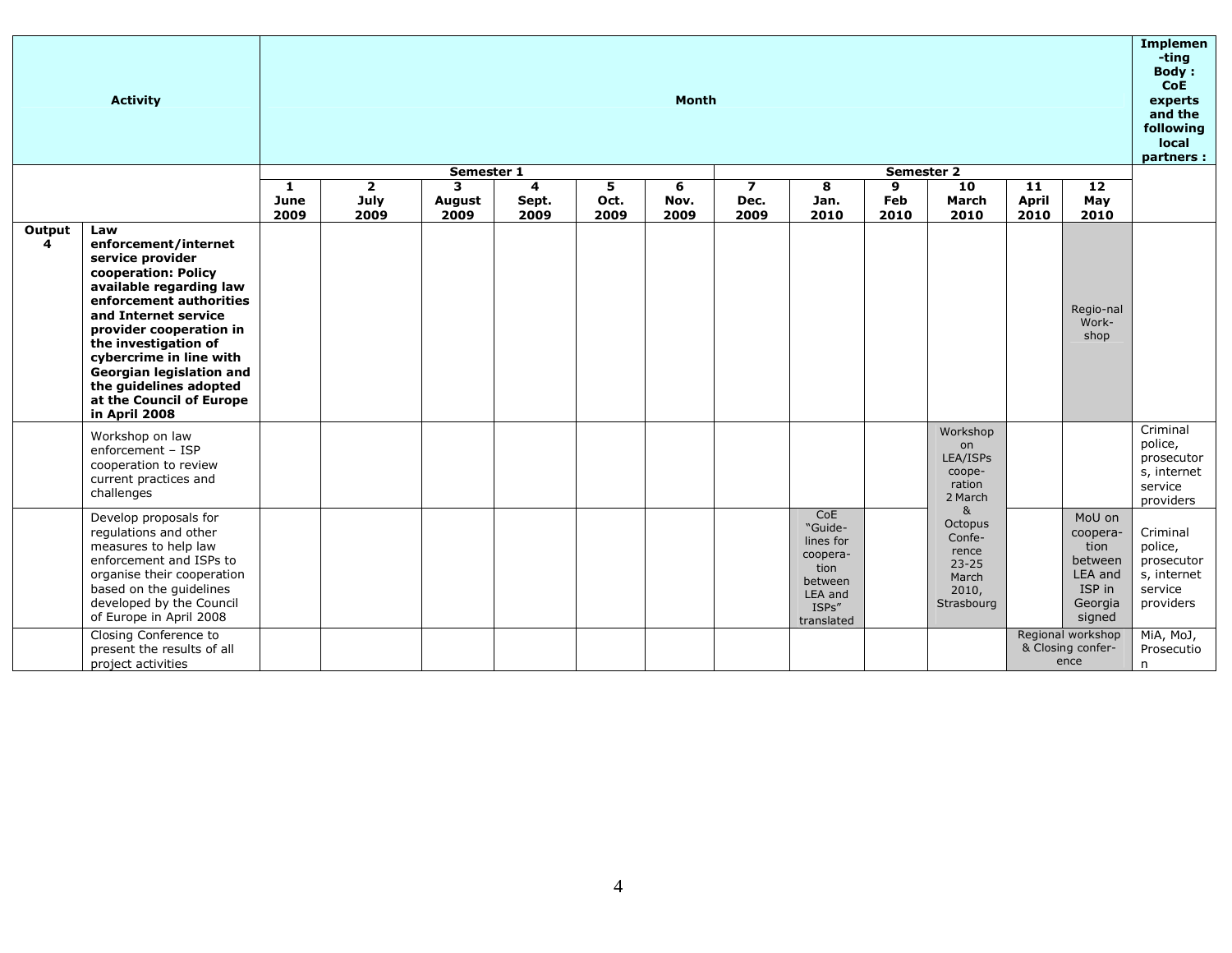| Activity | | Month | | | | | | | | | | | | Implemen-ting Body : CoE experts and the following local partners : |
|---|---|---|---|---|---|---|---|---|---|---|---|---|---|---|
| | | Semester 1 | | | | | | Semester 2 | | | | | | |
| | | 1 June 2009 | 2 July 2009 | 3 August 2009 | 4 Sept. 2009 | 5 Oct. 2009 | 6 Nov. 2009 | 7 Dec. 2009 | 8 Jan. 2010 | 9 Feb 2010 | 10 March 2010 | 11 April 2010 | 12 May 2010 | |
| **Output 4** | **Law enforcement/internet service provider cooperation: Policy available regarding law enforcement authorities and Internet service provider cooperation in the investigation of cybercrime in line with Georgian legislation and the guidelines adopted at the Council of Europe in April 2008** | | | | | | | | | | | | Regio-nal Work-shop | |
| | Workshop on law enforcement – ISP cooperation to review current practices and challenges | | | | | | | | | | Workshop on LEA/ISPs coope-ration 2 March & Octopus Confe-rence 23-25 March 2010, Strasbourg | | | Criminal police, prosecutors, internet service providers |
| | Develop proposals for regulations and other measures to help law enforcement and ISPs to organise their cooperation based on the guidelines developed by the Council of Europe in April 2008 | | | | | | | | CoE "Guide-lines for coopera-tion between LEA and ISPs" translated | | | | MoU on coopera-tion between LEA and ISP in Georgia signed | Criminal police, prosecutors, internet service providers |
| | Closing Conference to present the results of all project activities | | | | | | | | | | | Regional workshop & Closing confer-ence | | MiA, MoJ, Prosecution |